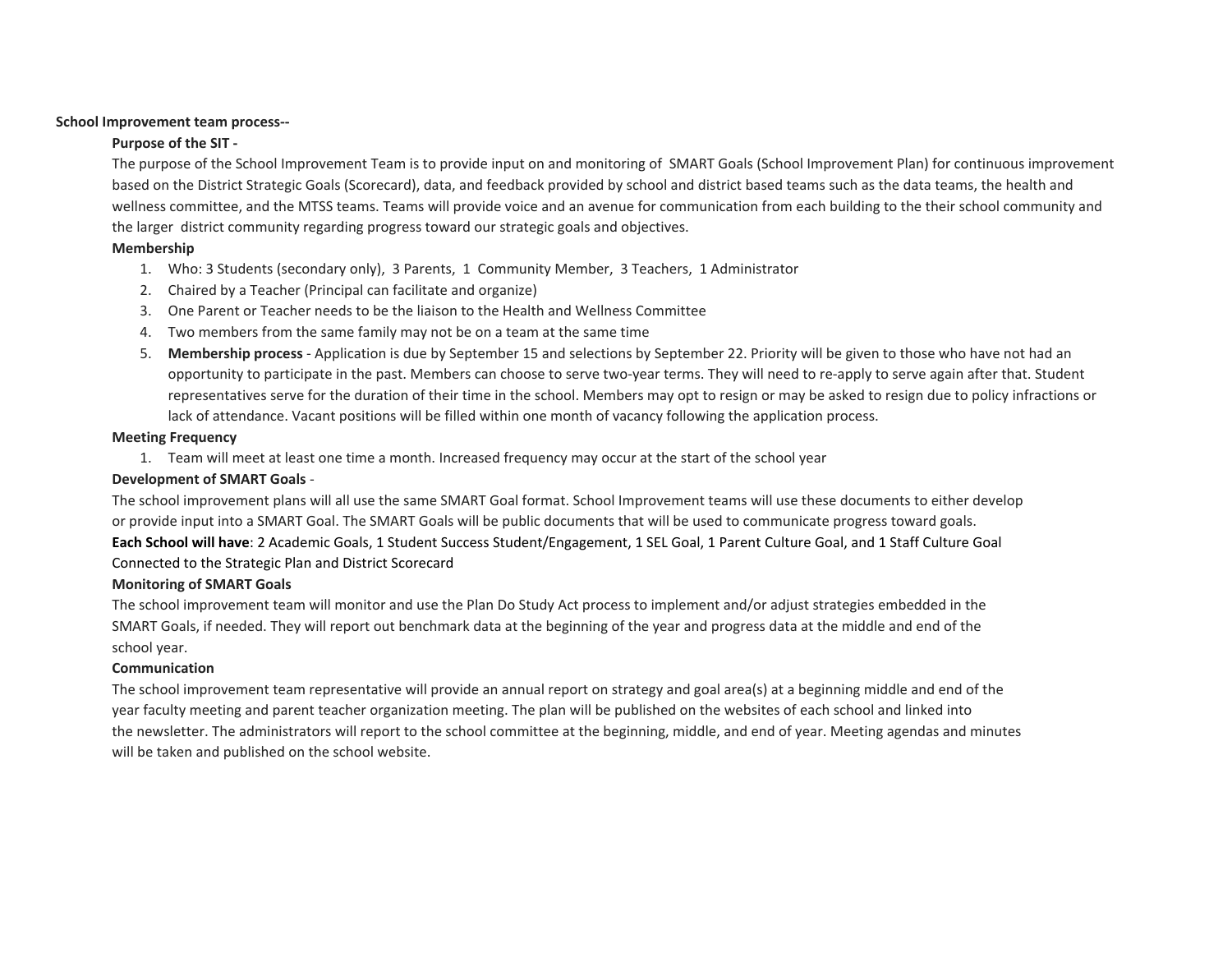**School Improvement team process--**

**Purpose of the SIT -**

The purpose of the School Improvement Team is to provide input on and monitoring of SMART Goals (School Improvement Plan) for continuous improvement based on the District Strategic Goals (Scorecard), data, and feedback provided by school and district based teams such as the data teams, the health and wellness committee, and the MTSS teams. Teams will provide voice and an avenue for communication from each building to the their school community and the larger district community regarding progress toward our strategic goals and objectives.

**Membership**

1. Who: 3 Students (secondary only), 3 Parents, 1 Community Member, 3 Teachers, 1 Administrator
2. Chaired by a Teacher (Principal can facilitate and organize)
3. One Parent or Teacher needs to be the liaison to the Health and Wellness Committee
4. Two members from the same family may not be on a team at the same time
5. **Membership process** - Application is due by September 15 and selections by September 22. Priority will be given to those who have not had an opportunity to participate in the past. Members can choose to serve two-year terms. They will need to re-apply to serve again after that. Student representatives serve for the duration of their time in the school. Members may opt to resign or may be asked to resign due to policy infractions or lack of attendance. Vacant positions will be filled within one month of vacancy following the application process.

**Meeting Frequency**

1. Team will meet at least one time a month. Increased frequency may occur at the start of the school year

**Development of SMART Goals** -

The school improvement plans will all use the same SMART Goal format. School Improvement teams will use these documents to either develop or provide input into a SMART Goal. The SMART Goals will be public documents that will be used to communicate progress toward goals.

**Each School will have**: 2 Academic Goals, 1 Student Success Student/Engagement, 1 SEL Goal, 1 Parent Culture Goal, and 1 Staff Culture Goal Connected to the Strategic Plan and District Scorecard

**Monitoring of SMART Goals**

The school improvement team will monitor and use the Plan Do Study Act process to implement and/or adjust strategies embedded in the SMART Goals, if needed. They will report out benchmark data at the beginning of the year and progress data at the middle and end of the school year.

**Communication**

The school improvement team representative will provide an annual report on strategy and goal area(s) at a beginning middle and end of the year faculty meeting and parent teacher organization meeting. The plan will be published on the websites of each school and linked into the newsletter. The administrators will report to the school committee at the beginning, middle, and end of year. Meeting agendas and minutes will be taken and published on the school website.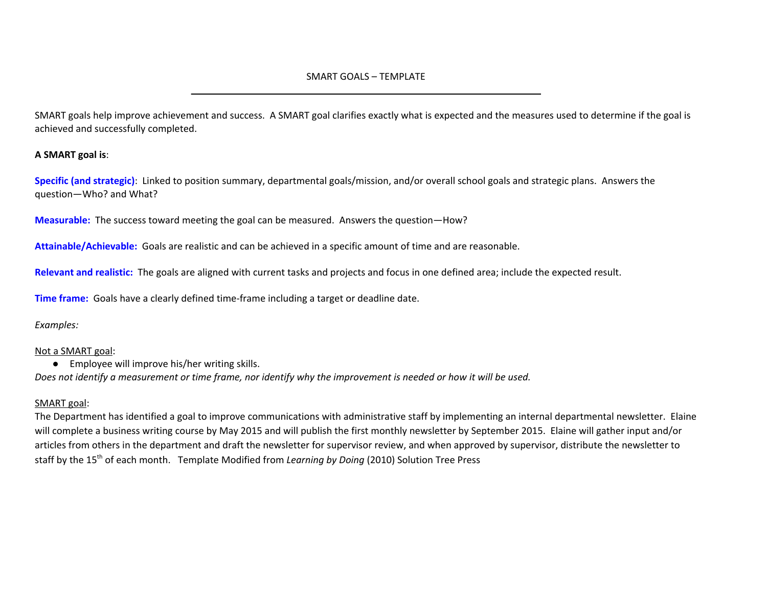# SMART GOALS – TEMPLATE

---

SMART goals help improve achievement and success. A SMART goal clarifies exactly what is expected and the measures used to determine if the goal is achieved and successfully completed.

**A SMART goal is**:

**Specific (and strategic)**: Linked to position summary, departmental goals/mission, and/or overall school goals and strategic plans. Answers the question—Who? and What?

**Measurable:** The success toward meeting the goal can be measured. Answers the question—How?

**Attainable/Achievable:** Goals are realistic and can be achieved in a specific amount of time and are reasonable.

**Relevant and realistic:** The goals are aligned with current tasks and projects and focus in one defined area; include the expected result.

**Time frame:** Goals have a clearly defined time-frame including a target or deadline date.

*Examples:*

Not a SMART goal:

- Employee will improve his/her writing skills.

*Does not identify a measurement or time frame, nor identify why the improvement is needed or how it will be used.*

SMART goal:

The Department has identified a goal to improve communications with administrative staff by implementing an internal departmental newsletter. Elaine will complete a business writing course by May 2015 and will publish the first monthly newsletter by September 2015. Elaine will gather input and/or articles from others in the department and draft the newsletter for supervisor review, and when approved by supervisor, distribute the newsletter to staff by the 15th of each month. Template Modified from *Learning by Doing* (2010) Solution Tree Press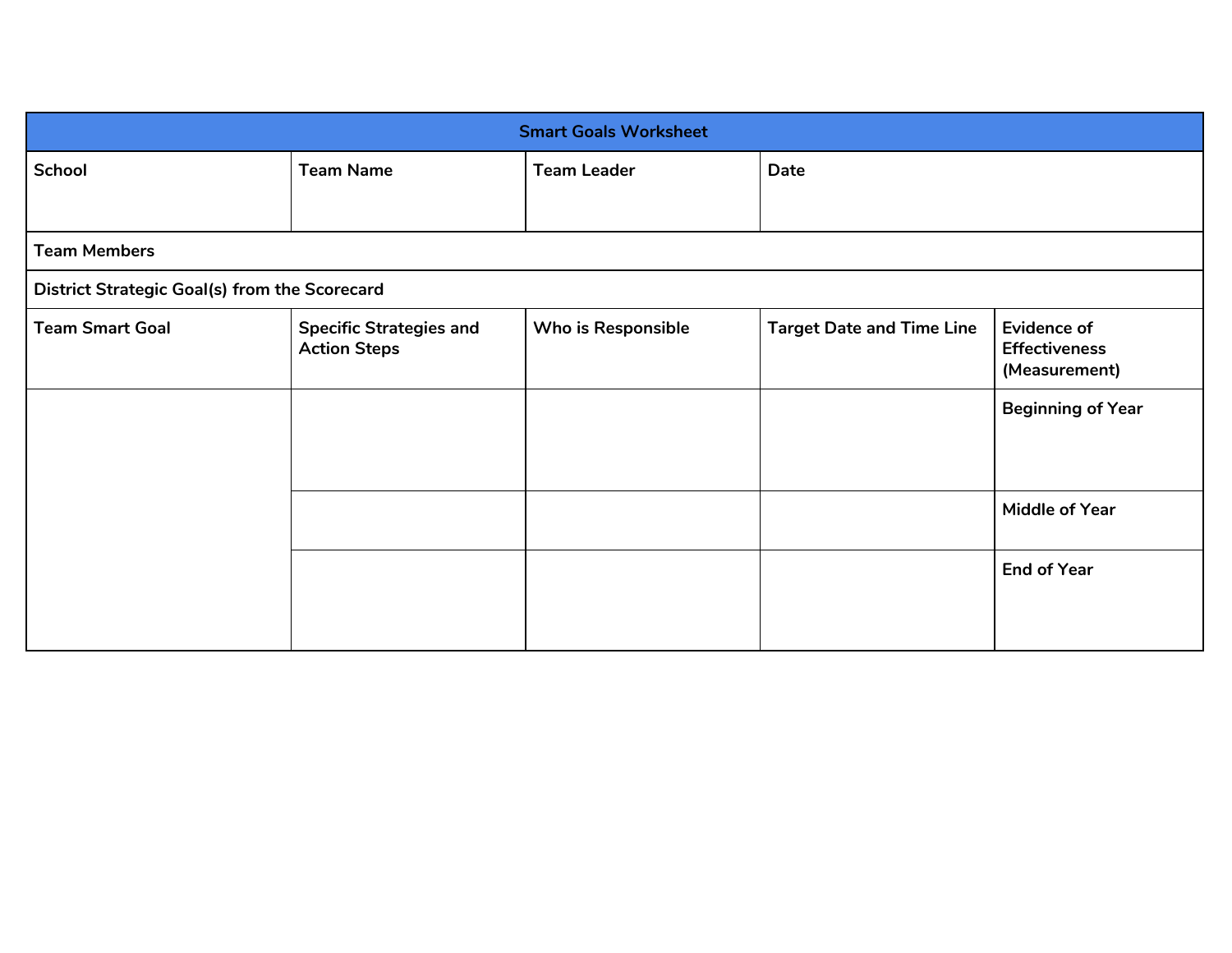| Smart Goals Worksheet | | | | |
|---|---|---|---|---|
| **School** | **Team Name** | **Team Leader** | **Date** | |
| **Team Members** | | | | |
| **District Strategic Goal(s) from the Scorecard** | | | | |
| **Team Smart Goal** | **Specific Strategies and Action Steps** | **Who is Responsible** | **Target Date and Time Line** | **Evidence of Effectiveness (Measurement)** |
| | | | | **Beginning of Year** |
| | | | | **Middle of Year** |
| | | | | **End of Year** |